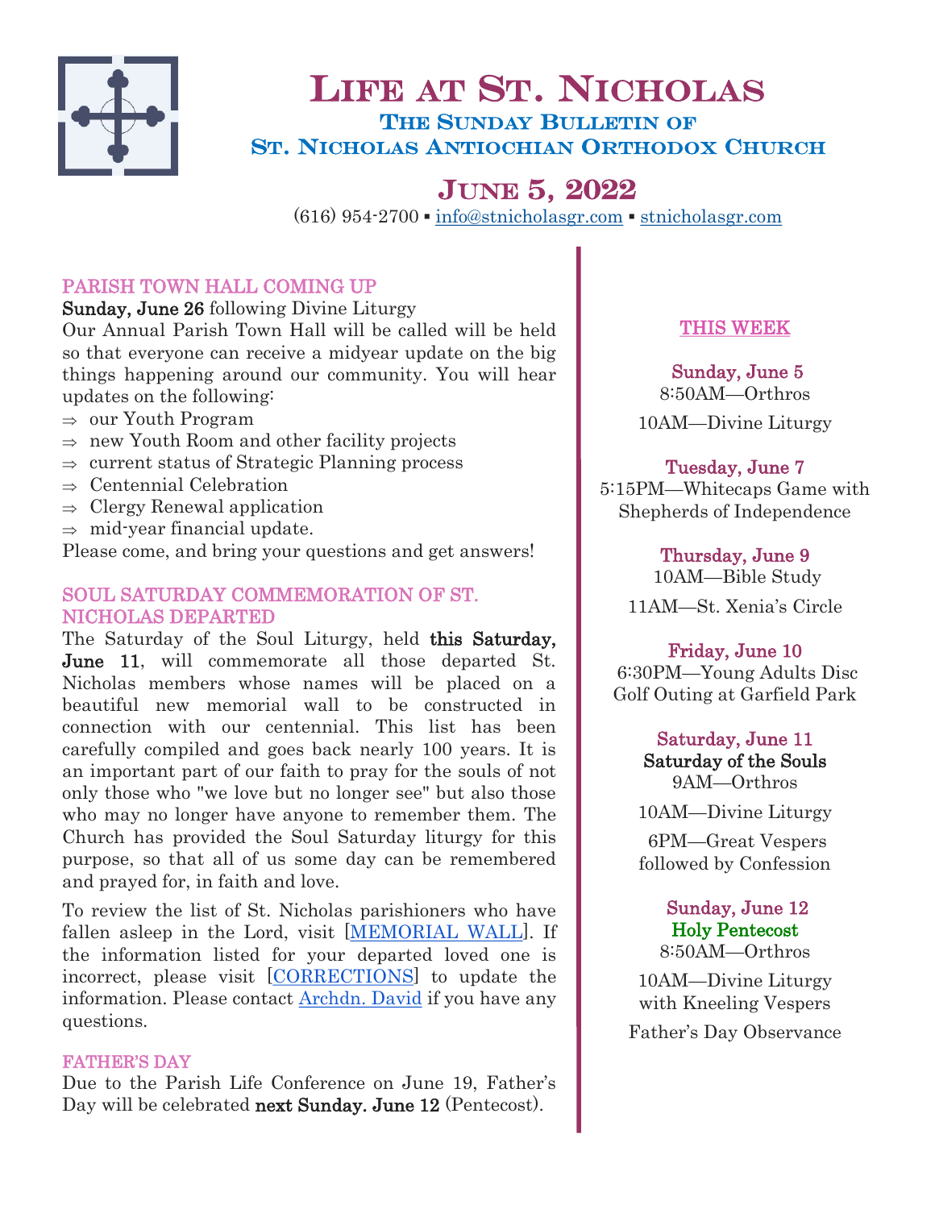# Life at St. Nicholas

## The Sunday Bulletin of St. Nicholas Antiochian Orthodox Church

## June 5, 2022

(616) 954-2700 ▪ info@stnicholasgr.com ▪ stnicholasgr.com

### PARISH TOWN HALL COMING UP

**Sunday, June 26** following Divine Liturgy

Our Annual Parish Town Hall will be called will be held so that everyone can receive a midyear update on the big things happening around our community. You will hear updates on the following:

- our Youth Program
- new Youth Room and other facility projects
- current status of Strategic Planning process
- Centennial Celebration
- Clergy Renewal application
- mid-year financial update.

Please come, and bring your questions and get answers!

### SOUL SATURDAY COMMEMORATION OF ST. NICHOLAS DEPARTED

The Saturday of the Soul Liturgy, held **this Saturday, June 11**, will commemorate all those departed St. Nicholas members whose names will be placed on a beautiful new memorial wall to be constructed in connection with our centennial. This list has been carefully compiled and goes back nearly 100 years. It is an important part of our faith to pray for the souls of not only those who "we love but no longer see" but also those who may no longer have anyone to remember them. The Church has provided the Soul Saturday liturgy for this purpose, so that all of us some day can be remembered and prayed for, in faith and love.

To review the list of St. Nicholas parishioners who have fallen asleep in the Lord, visit [MEMORIAL WALL]. If the information listed for your departed loved one is incorrect, please visit [CORRECTIONS] to update the information. Please contact Archdn. David if you have any questions.

### FATHER'S DAY

Due to the Parish Life Conference on June 19, Father's Day will be celebrated **next Sunday. June 12** (Pentecost).

### THIS WEEK

**Sunday, June 5**
8:50AM—Orthros
10AM—Divine Liturgy

**Tuesday, June 7**
5:15PM—Whitecaps Game with Shepherds of Independence

**Thursday, June 9**
10AM—Bible Study
11AM—St. Xenia's Circle

**Friday, June 10**
6:30PM—Young Adults Disc Golf Outing at Garfield Park

**Saturday, June 11**
**Saturday of the Souls**
9AM—Orthros
10AM—Divine Liturgy
6PM—Great Vespers followed by Confession

**Sunday, June 12**
**Holy Pentecost**
8:50AM—Orthros
10AM—Divine Liturgy with Kneeling Vespers
Father's Day Observance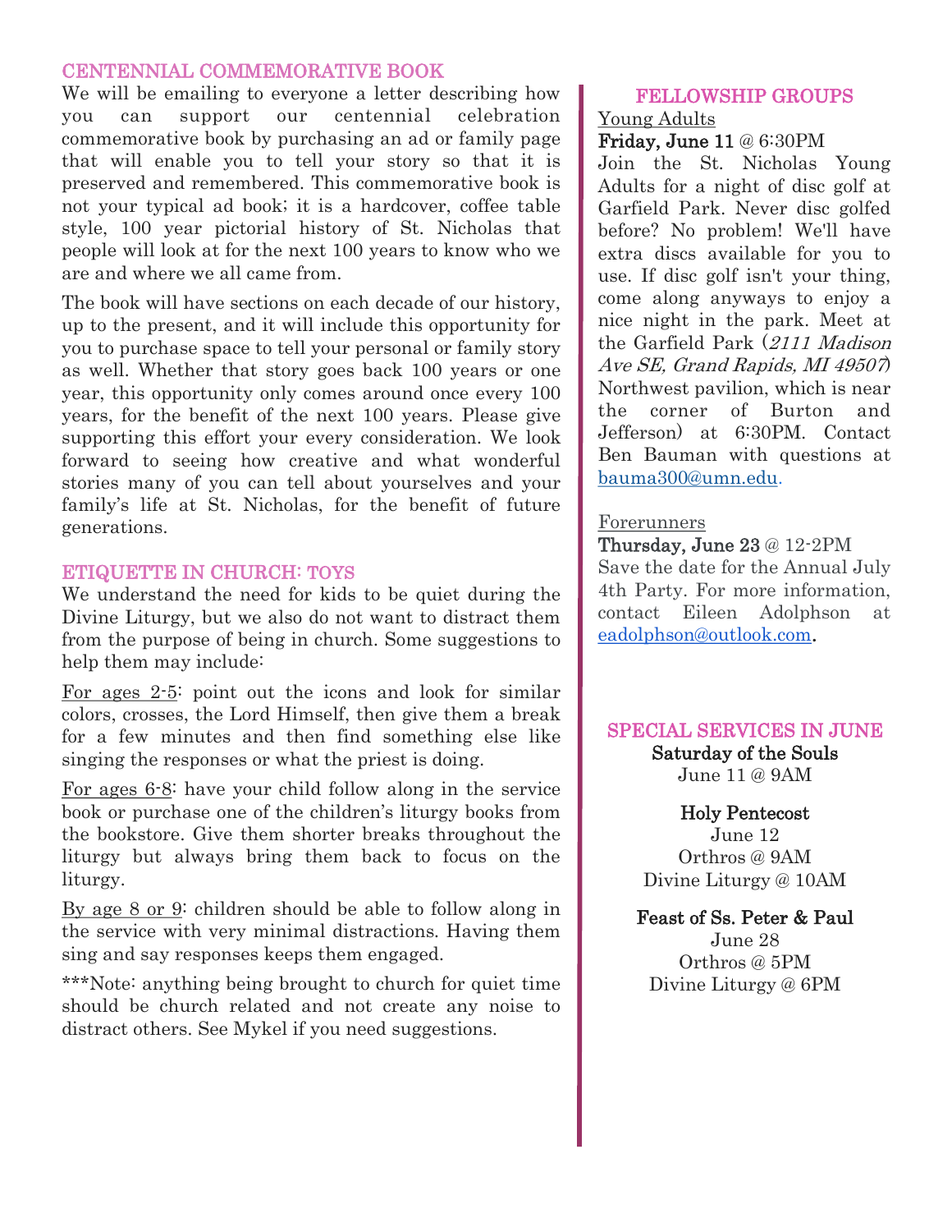## CENTENNIAL COMMEMORATIVE BOOK

We will be emailing to everyone a letter describing how you can support our centennial celebration commemorative book by purchasing an ad or family page that will enable you to tell your story so that it is preserved and remembered. This commemorative book is not your typical ad book; it is a hardcover, coffee table style, 100 year pictorial history of St. Nicholas that people will look at for the next 100 years to know who we are and where we all came from.

The book will have sections on each decade of our history, up to the present, and it will include this opportunity for you to purchase space to tell your personal or family story as well. Whether that story goes back 100 years or one year, this opportunity only comes around once every 100 years, for the benefit of the next 100 years. Please give supporting this effort your every consideration. We look forward to seeing how creative and what wonderful stories many of you can tell about yourselves and your family's life at St. Nicholas, for the benefit of future generations.

## ETIQUETTE IN CHURCH: TOYS

We understand the need for kids to be quiet during the Divine Liturgy, but we also do not want to distract them from the purpose of being in church. Some suggestions to help them may include:

For ages 2-5: point out the icons and look for similar colors, crosses, the Lord Himself, then give them a break for a few minutes and then find something else like singing the responses or what the priest is doing.

For ages 6-8: have your child follow along in the service book or purchase one of the children's liturgy books from the bookstore. Give them shorter breaks throughout the liturgy but always bring them back to focus on the liturgy.

By age 8 or 9: children should be able to follow along in the service with very minimal distractions. Having them sing and say responses keeps them engaged.

***Note: anything being brought to church for quiet time should be church related and not create any noise to distract others. See Mykel if you need suggestions.

## FELLOWSHIP GROUPS

Young Adults

**Friday, June 11** @ 6:30PM

Join the St. Nicholas Young Adults for a night of disc golf at Garfield Park. Never disc golfed before? No problem! We'll have extra discs available for you to use. If disc golf isn't your thing, come along anyways to enjoy a nice night in the park. Meet at the Garfield Park (*2111 Madison Ave SE, Grand Rapids, MI 49507*) Northwest pavilion, which is near the corner of Burton and Jefferson) at 6:30PM. Contact Ben Bauman with questions at bauma300@umn.edu.

Forerunners

**Thursday, June 23** @ 12-2PM

Save the date for the Annual July 4th Party. For more information, contact Eileen Adolphson at eadolphson@outlook.com.

## SPECIAL SERVICES IN JUNE

**Saturday of the Souls**
June 11 @ 9AM

**Holy Pentecost**
June 12
Orthros @ 9AM
Divine Liturgy @ 10AM

**Feast of Ss. Peter & Paul**
June 28
Orthros @ 5PM
Divine Liturgy @ 6PM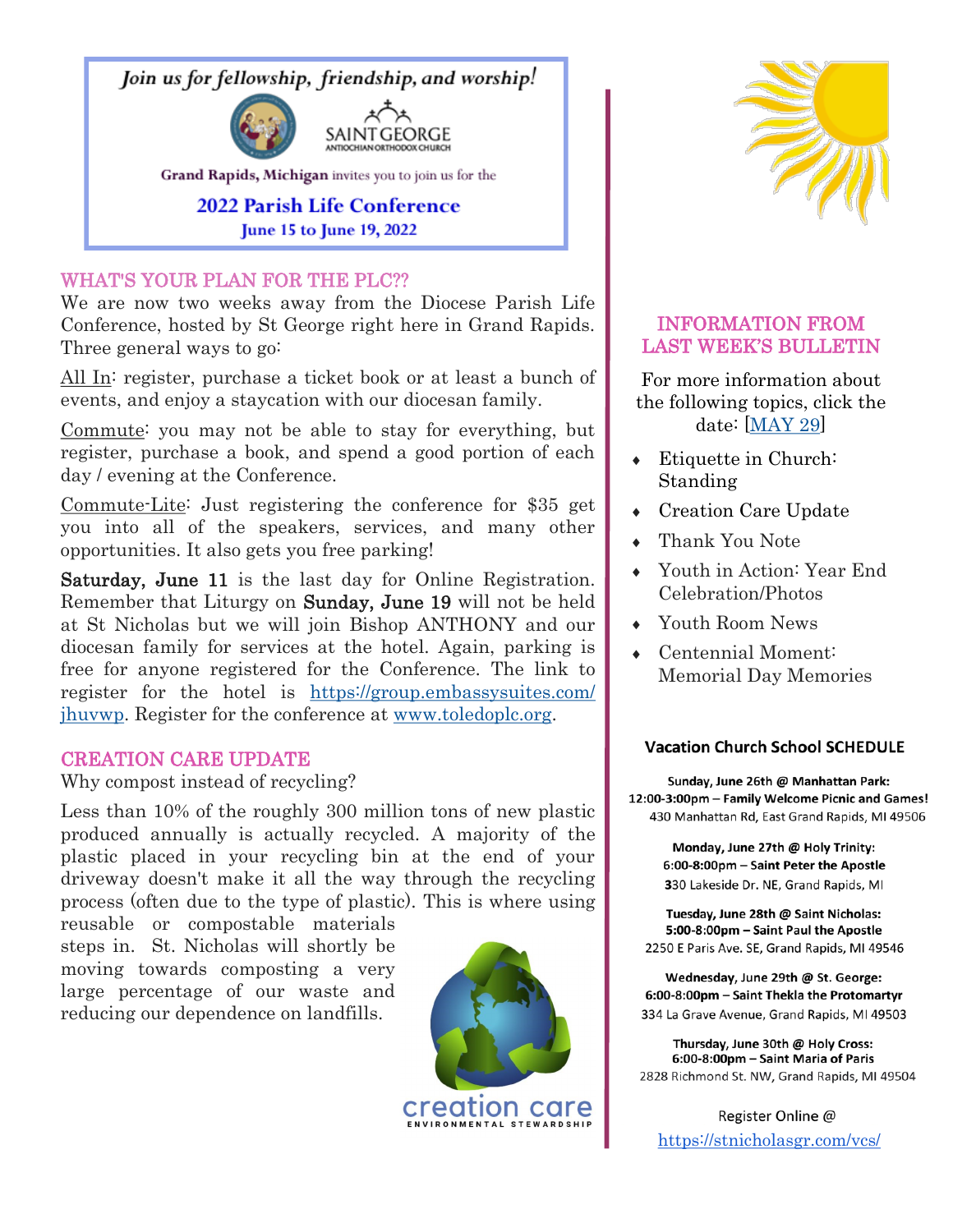*Join us for fellowship, friendship, and worship!*

SAINT GEORGE
ANTIOCHIAN ORTHODOX CHURCH

**Grand Rapids, Michigan** invites you to join us for the

**2022 Parish Life Conference**
**June 15 to June 19, 2022**

## WHAT'S YOUR PLAN FOR THE PLC??

We are now two weeks away from the Diocese Parish Life Conference, hosted by St George right here in Grand Rapids. Three general ways to go:

All In: register, purchase a ticket book or at least a bunch of events, and enjoy a staycation with our diocesan family.

Commute: you may not be able to stay for everything, but register, purchase a book, and spend a good portion of each day / evening at the Conference.

Commute-Lite: Just registering the conference for $35 get you into all of the speakers, services, and many other opportunities. It also gets you free parking!

**Saturday, June 11** is the last day for Online Registration. Remember that Liturgy on **Sunday, June 19** will not be held at St Nicholas but we will join Bishop ANTHONY and our diocesan family for services at the hotel. Again, parking is free for anyone registered for the Conference. The link to register for the hotel is https://group.embassysuites.com/jhuvwp. Register for the conference at www.toledoplc.org.

## CREATION CARE UPDATE

Why compost instead of recycling?

Less than 10% of the roughly 300 million tons of new plastic produced annually is actually recycled. A majority of the plastic placed in your recycling bin at the end of your driveway doesn't make it all the way through the recycling process (often due to the type of plastic). This is where using reusable or compostable materials steps in. St. Nicholas will shortly be moving towards composting a very large percentage of our waste and reducing our dependence on landfills.

creation care
ENVIRONMENTAL STEWARDSHIP

## INFORMATION FROM LAST WEEK'S BULLETIN

For more information about the following topics, click the date: [MAY 29]

- Etiquette in Church: Standing
- Creation Care Update
- Thank You Note
- Youth in Action: Year End Celebration/Photos
- Youth Room News
- Centennial Moment: Memorial Day Memories

### Vacation Church School SCHEDULE

**Sunday, June 26th @ Manhattan Park:**
**12:00-3:00pm – Family Welcome Picnic and Games!**
430 Manhattan Rd, East Grand Rapids, MI 49506

**Monday, June 27th @ Holy Trinity:**
**6:00-8:00pm – Saint Peter the Apostle**
330 Lakeside Dr. NE, Grand Rapids, MI

**Tuesday, June 28th @ Saint Nicholas:**
**5:00-8:00pm – Saint Paul the Apostle**
2250 E Paris Ave. SE, Grand Rapids, MI 49546

**Wednesday, June 29th @ St. George:**
**6:00-8:00pm – Saint Thekla the Protomartyr**
334 La Grave Avenue, Grand Rapids, MI 49503

**Thursday, June 30th @ Holy Cross:**
**6:00-8:00pm – Saint Maria of Paris**
2828 Richmond St. NW, Grand Rapids, MI 49504

Register Online @
https://stnicholasgr.com/vcs/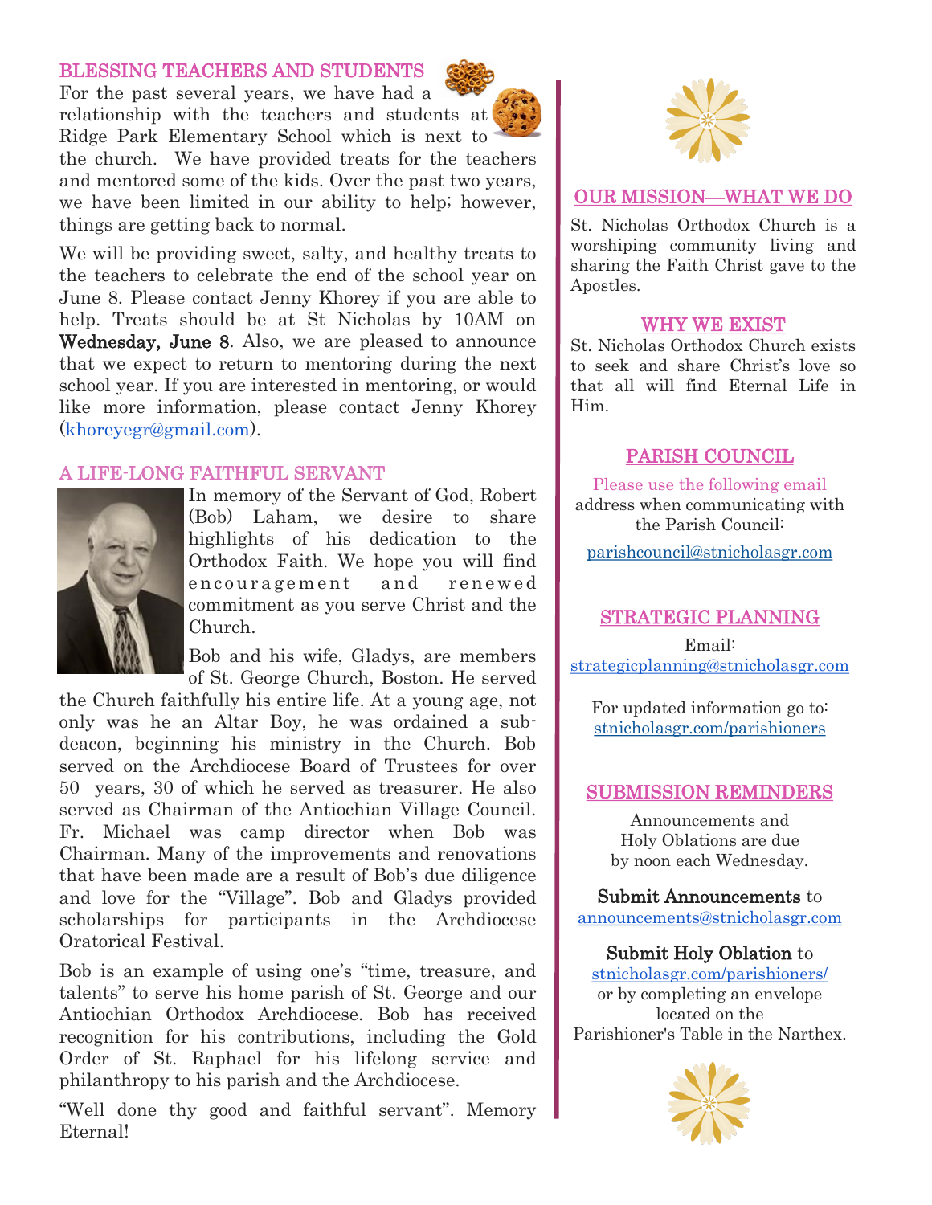## BLESSING TEACHERS AND STUDENTS

For the past several years, we have had a relationship with the teachers and students at Ridge Park Elementary School which is next to the church. We have provided treats for the teachers and mentored some of the kids. Over the past two years, we have been limited in our ability to help; however, things are getting back to normal.

We will be providing sweet, salty, and healthy treats to the teachers to celebrate the end of the school year on June 8. Please contact Jenny Khorey if you are able to help. Treats should be at St Nicholas by 10AM on **Wednesday, June 8**. Also, we are pleased to announce that we expect to return to mentoring during the next school year. If you are interested in mentoring, or would like more information, please contact Jenny Khorey (khoreyegr@gmail.com).

## A LIFE-LONG FAITHFUL SERVANT

In memory of the Servant of God, Robert (Bob) Laham, we desire to share highlights of his dedication to the Orthodox Faith. We hope you will find encouragement and renewed commitment as you serve Christ and the Church.

Bob and his wife, Gladys, are members of St. George Church, Boston. He served the Church faithfully his entire life. At a young age, not only was he an Altar Boy, he was ordained a sub-deacon, beginning his ministry in the Church. Bob served on the Archdiocese Board of Trustees for over 50 years, 30 of which he served as treasurer. He also served as Chairman of the Antiochian Village Council. Fr. Michael was camp director when Bob was Chairman. Many of the improvements and renovations that have been made are a result of Bob's due diligence and love for the "Village". Bob and Gladys provided scholarships for participants in the Archdiocese Oratorical Festival.

Bob is an example of using one's "time, treasure, and talents" to serve his home parish of St. George and our Antiochian Orthodox Archdiocese. Bob has received recognition for his contributions, including the Gold Order of St. Raphael for his lifelong service and philanthropy to his parish and the Archdiocese.

"Well done thy good and faithful servant". Memory Eternal!

## OUR MISSION—WHAT WE DO

St. Nicholas Orthodox Church is a worshiping community living and sharing the Faith Christ gave to the Apostles.

## WHY WE EXIST

St. Nicholas Orthodox Church exists to seek and share Christ's love so that all will find Eternal Life in Him.

## PARISH COUNCIL

Please use the following email address when communicating with the Parish Council:

parishcouncil@stnicholasgr.com

## STRATEGIC PLANNING

Email:
strategicplanning@stnicholasgr.com

For updated information go to:
stnicholasgr.com/parishioners

## SUBMISSION REMINDERS

Announcements and Holy Oblations are due by noon each Wednesday.

**Submit Announcements** to
announcements@stnicholasgr.com

**Submit Holy Oblation** to
stnicholasgr.com/parishioners/
or by completing an envelope located on the Parishioner's Table in the Narthex.